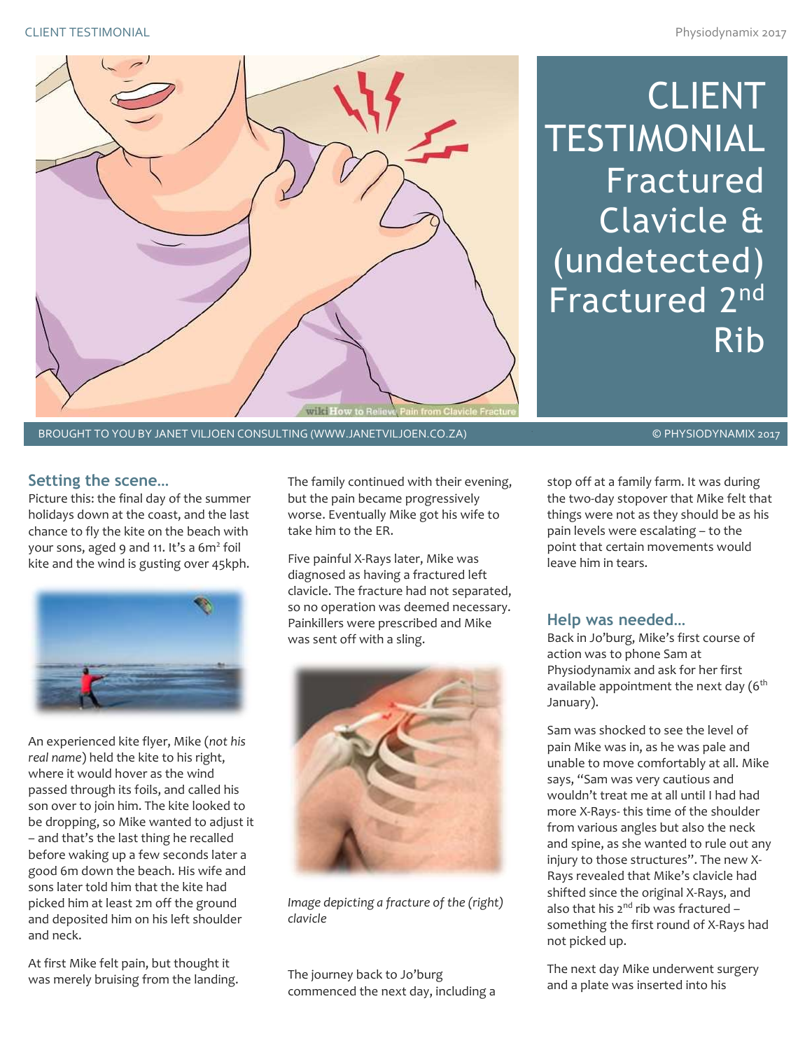# CLIENT TESTIMONIAL Fractured Clavicle & (undetected) Fractured 2nd Rib

BROUGHT TO YOU BY JANET VILJOEN CONSULTING (WWW.JANETVILJOEN.CO.ZA)

© PHYSIODYNAMIX 2017

## Setting the scene…

Picture this: the final day of the summer holidays down at the coast, and the last chance to fly the kite on the beach with your sons, aged 9 and 11. It's a $6m^2$ foil kite and the wind is gusting over 45kph.

An experienced kite flyer, Mike (*not his real name*) held the kite to his right, where it would hover as the wind passed through its foils, and called his son over to join him. The kite looked to be dropping, so Mike wanted to adjust it – and that's the last thing he recalled before waking up a few seconds later a good 6m down the beach. His wife and sons later told him that the kite had picked him at least 2m off the ground and deposited him on his left shoulder and neck.

At first Mike felt pain, but thought it was merely bruising from the landing. The family continued with their evening, but the pain became progressively worse. Eventually Mike got his wife to take him to the ER.

Five painful X-Rays later, Mike was diagnosed as having a fractured left clavicle. The fracture had not separated, so no operation was deemed necessary. Painkillers were prescribed and Mike was sent off with a sling.

*Image depicting a fracture of the (right) clavicle*

The journey back to Jo'burg commenced the next day, including a stop off at a family farm. It was during the two-day stopover that Mike felt that things were not as they should be as his pain levels were escalating – to the point that certain movements would leave him in tears.

## Help was needed…

Back in Jo'burg, Mike's first course of action was to phone Sam at Physiodynamix and ask for her first available appointment the next day (6th January).

Sam was shocked to see the level of pain Mike was in, as he was pale and unable to move comfortably at all. Mike says, "Sam was very cautious and wouldn't treat me at all until I had had more X-Rays- this time of the shoulder from various angles but also the neck and spine, as she wanted to rule out any injury to those structures". The new X-Rays revealed that Mike's clavicle had shifted since the original X-Rays, and also that his 2nd rib was fractured – something the first round of X-Rays had not picked up.

The next day Mike underwent surgery and a plate was inserted into his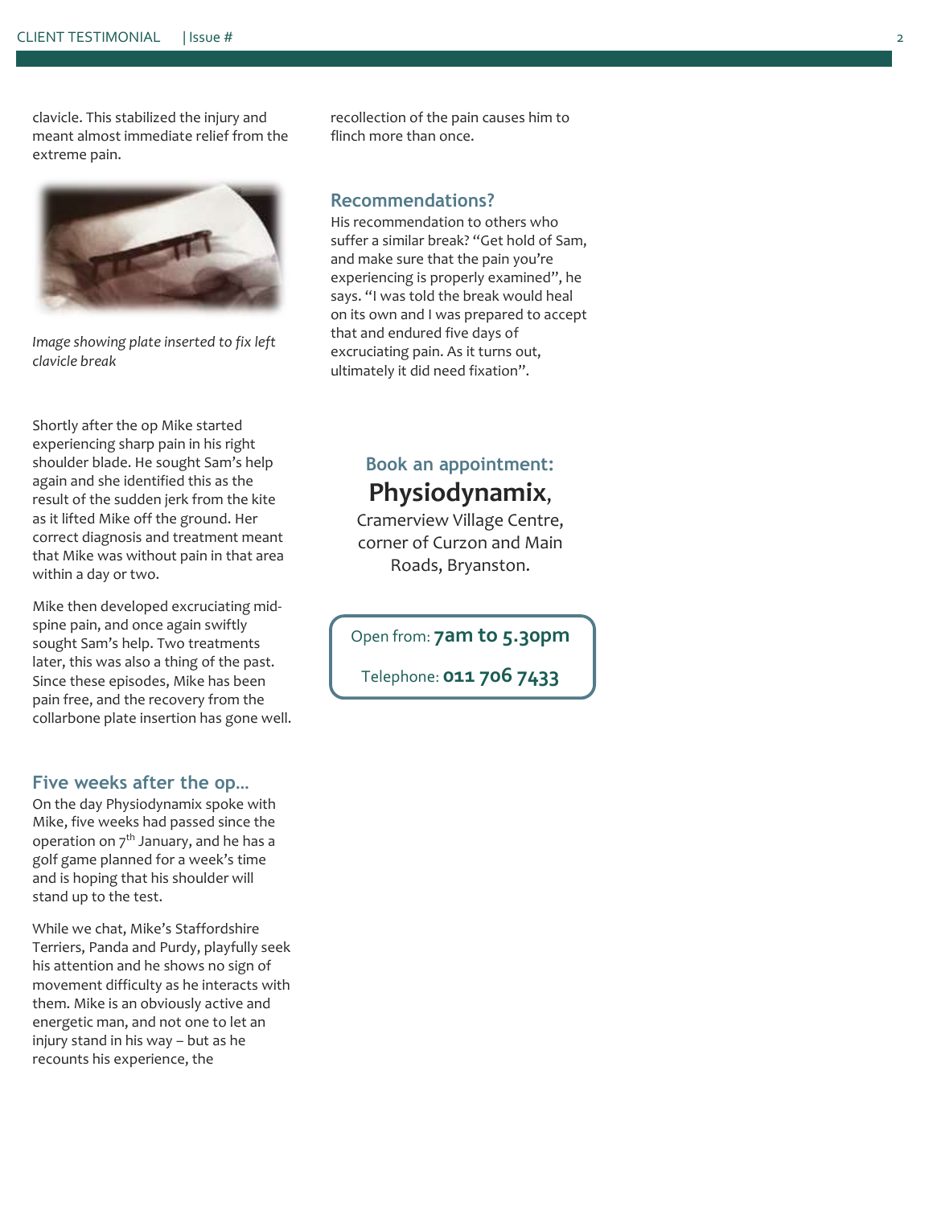clavicle. This stabilized the injury and meant almost immediate relief from the extreme pain.

*Image showing plate inserted to fix left clavicle break*

Shortly after the op Mike started experiencing sharp pain in his right shoulder blade. He sought Sam's help again and she identified this as the result of the sudden jerk from the kite as it lifted Mike off the ground. Her correct diagnosis and treatment meant that Mike was without pain in that area within a day or two.

Mike then developed excruciating mid-spine pain, and once again swiftly sought Sam's help. Two treatments later, this was also a thing of the past. Since these episodes, Mike has been pain free, and the recovery from the collarbone plate insertion has gone well.

## Five weeks after the op...

On the day Physiodynamix spoke with Mike, five weeks had passed since the operation on 7th January, and he has a golf game planned for a week's time and is hoping that his shoulder will stand up to the test.

While we chat, Mike's Staffordshire Terriers, Panda and Purdy, playfully seek his attention and he shows no sign of movement difficulty as he interacts with them. Mike is an obviously active and energetic man, and not one to let an injury stand in his way – but as he recounts his experience, the recollection of the pain causes him to flinch more than once.

## Recommendations?

His recommendation to others who suffer a similar break? "Get hold of Sam, and make sure that the pain you're experiencing is properly examined", he says. "I was told the break would heal on its own and I was prepared to accept that and endured five days of excruciating pain. As it turns out, ultimately it did need fixation".

### Book an appointment:

**Physiodynamix**,

Cramerview Village Centre, corner of Curzon and Main Roads, Bryanston.

Open from: **7am to 5.30pm**

Telephone: **011 706 7433**